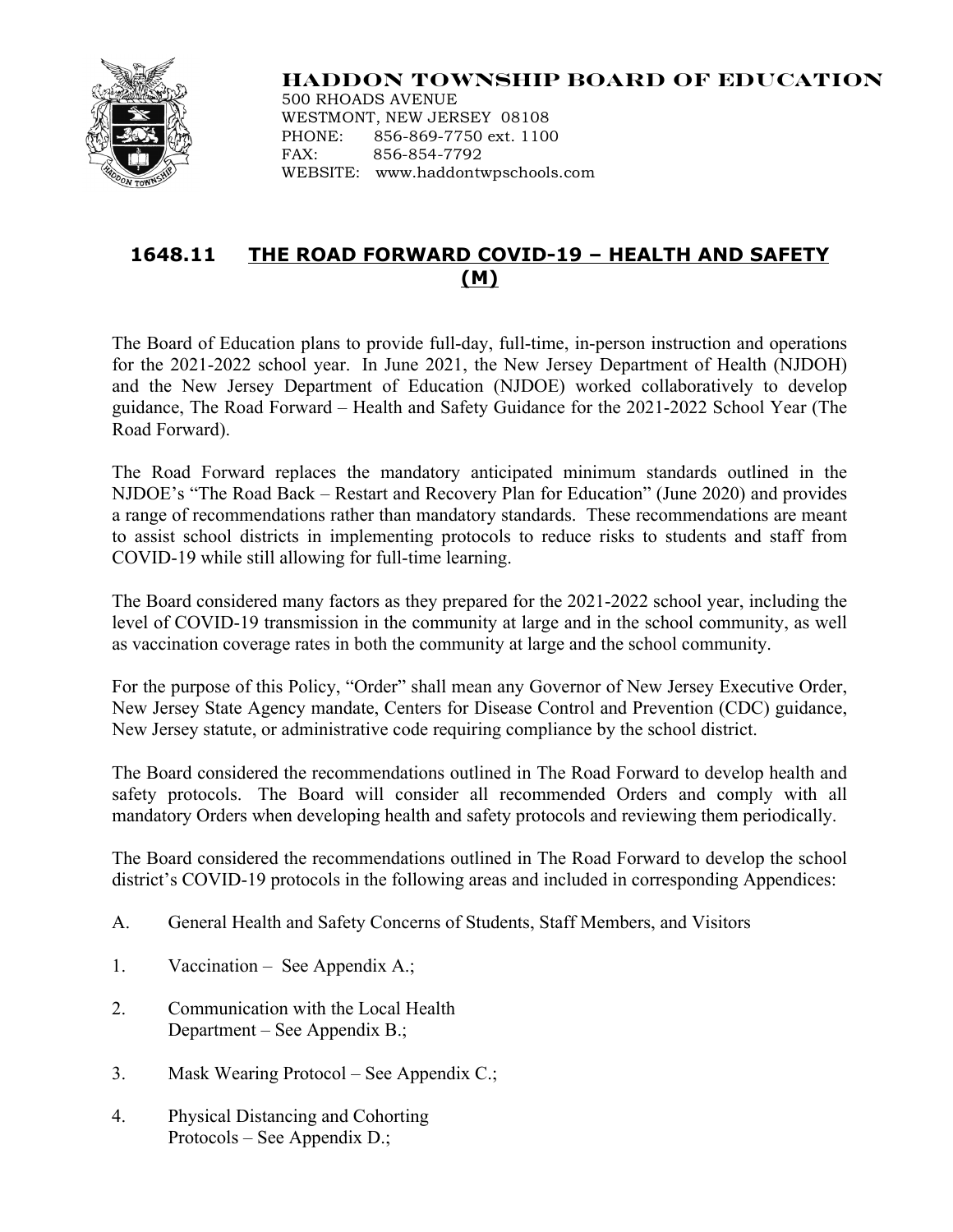**HADDON TOWNSHIP BOARD OF EDUCATION**
500 RHOADS AVENUE
WESTMONT, NEW JERSEY 08108
PHONE: 856-869-7750 ext. 1100
FAX: 856-854-7792
WEBSITE: www.haddontwpschools.com

# 1648.11 THE ROAD FORWARD COVID-19 – HEALTH AND SAFETY (M)

The Board of Education plans to provide full-day, full-time, in-person instruction and operations for the 2021-2022 school year. In June 2021, the New Jersey Department of Health (NJDOH) and the New Jersey Department of Education (NJDOE) worked collaboratively to develop guidance, The Road Forward – Health and Safety Guidance for the 2021-2022 School Year (The Road Forward).

The Road Forward replaces the mandatory anticipated minimum standards outlined in the NJDOE's "The Road Back – Restart and Recovery Plan for Education" (June 2020) and provides a range of recommendations rather than mandatory standards. These recommendations are meant to assist school districts in implementing protocols to reduce risks to students and staff from COVID-19 while still allowing for full-time learning.

The Board considered many factors as they prepared for the 2021-2022 school year, including the level of COVID-19 transmission in the community at large and in the school community, as well as vaccination coverage rates in both the community at large and the school community.

For the purpose of this Policy, "Order" shall mean any Governor of New Jersey Executive Order, New Jersey State Agency mandate, Centers for Disease Control and Prevention (CDC) guidance, New Jersey statute, or administrative code requiring compliance by the school district.

The Board considered the recommendations outlined in The Road Forward to develop health and safety protocols. The Board will consider all recommended Orders and comply with all mandatory Orders when developing health and safety protocols and reviewing them periodically.

The Board considered the recommendations outlined in The Road Forward to develop the school district's COVID-19 protocols in the following areas and included in corresponding Appendices:

A. General Health and Safety Concerns of Students, Staff Members, and Visitors

1. Vaccination – See Appendix A.;
2. Communication with the Local Health Department – See Appendix B.;
3. Mask Wearing Protocol – See Appendix C.;
4. Physical Distancing and Cohorting Protocols – See Appendix D.;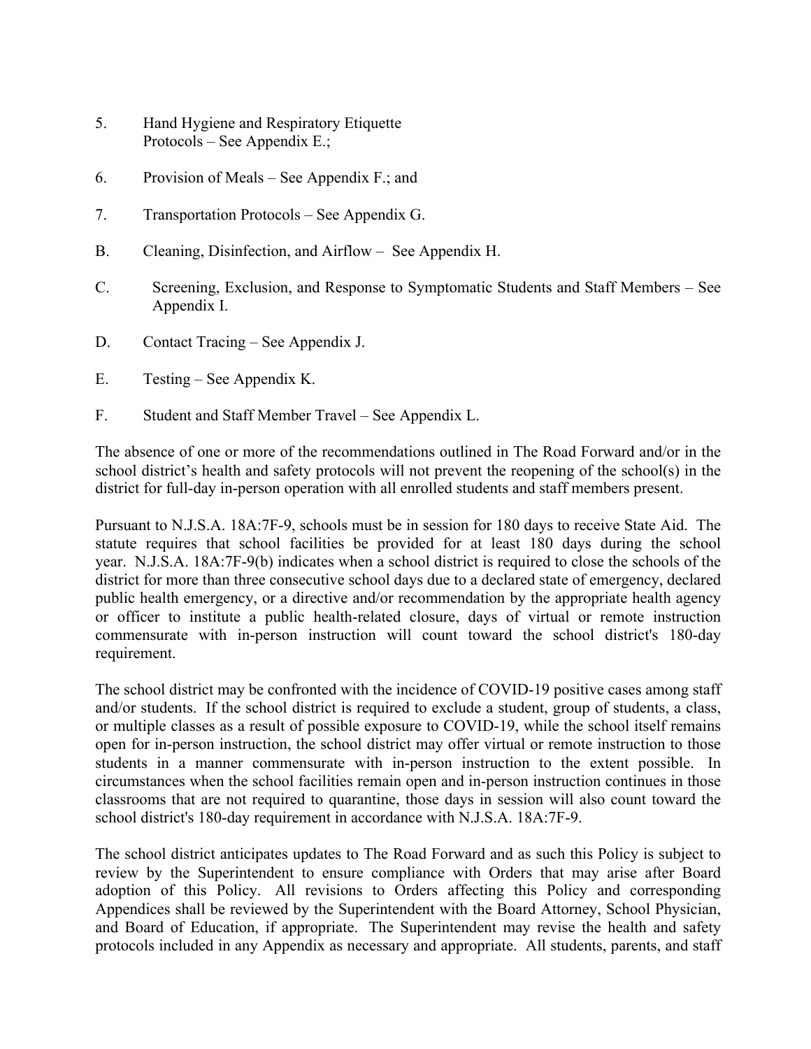5. Hand Hygiene and Respiratory Etiquette Protocols – See Appendix E.;

6. Provision of Meals – See Appendix F.; and

7. Transportation Protocols – See Appendix G.

B. Cleaning, Disinfection, and Airflow – See Appendix H.

C. Screening, Exclusion, and Response to Symptomatic Students and Staff Members – See Appendix I.

D. Contact Tracing – See Appendix J.

E. Testing – See Appendix K.

F. Student and Staff Member Travel – See Appendix L.

The absence of one or more of the recommendations outlined in The Road Forward and/or in the school district's health and safety protocols will not prevent the reopening of the school(s) in the district for full-day in-person operation with all enrolled students and staff members present.

Pursuant to N.J.S.A. 18A:7F-9, schools must be in session for 180 days to receive State Aid. The statute requires that school facilities be provided for at least 180 days during the school year. N.J.S.A. 18A:7F-9(b) indicates when a school district is required to close the schools of the district for more than three consecutive school days due to a declared state of emergency, declared public health emergency, or a directive and/or recommendation by the appropriate health agency or officer to institute a public health-related closure, days of virtual or remote instruction commensurate with in-person instruction will count toward the school district's 180-day requirement.

The school district may be confronted with the incidence of COVID-19 positive cases among staff and/or students. If the school district is required to exclude a student, group of students, a class, or multiple classes as a result of possible exposure to COVID-19, while the school itself remains open for in-person instruction, the school district may offer virtual or remote instruction to those students in a manner commensurate with in-person instruction to the extent possible. In circumstances when the school facilities remain open and in-person instruction continues in those classrooms that are not required to quarantine, those days in session will also count toward the school district's 180-day requirement in accordance with N.J.S.A. 18A:7F-9.

The school district anticipates updates to The Road Forward and as such this Policy is subject to review by the Superintendent to ensure compliance with Orders that may arise after Board adoption of this Policy. All revisions to Orders affecting this Policy and corresponding Appendices shall be reviewed by the Superintendent with the Board Attorney, School Physician, and Board of Education, if appropriate. The Superintendent may revise the health and safety protocols included in any Appendix as necessary and appropriate. All students, parents, and staff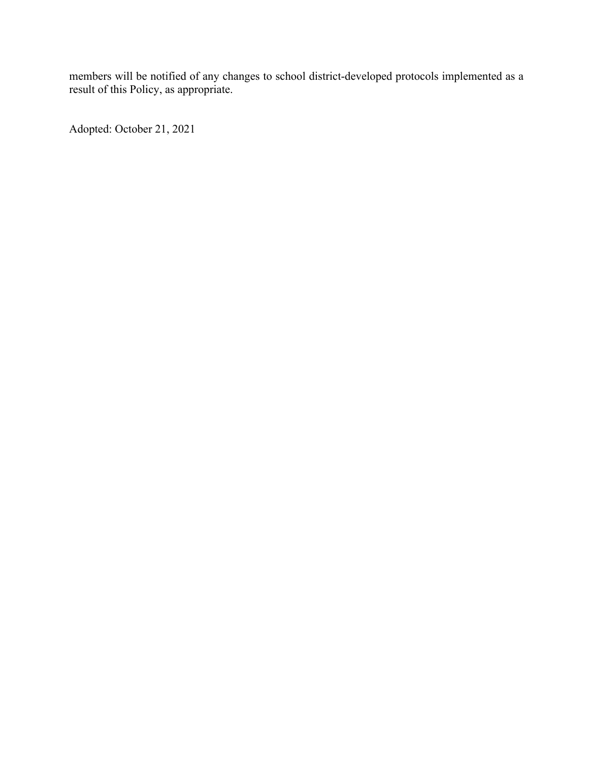members will be notified of any changes to school district-developed protocols implemented as a result of this Policy, as appropriate.

Adopted: October 21, 2021